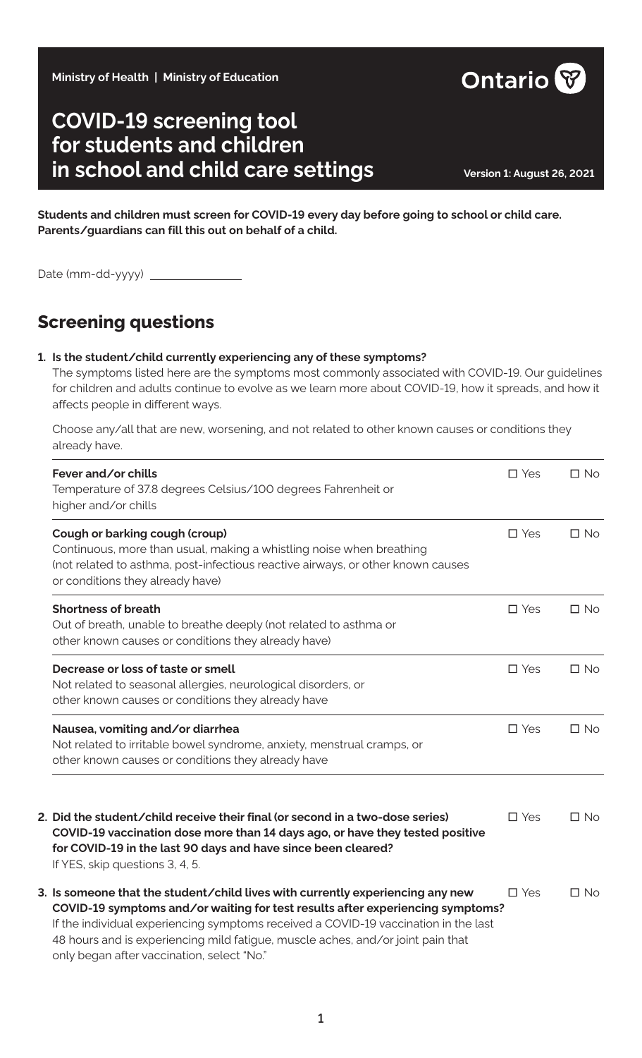Ministry of Health | Ministry of Education

Ontario

# COVID-19 screening tool for students and children in school and child care settings

Version 1: August 26, 2021

**Students and children must screen for COVID-19 every day before going to school or child care. Parents/guardians can fill this out on behalf of a child.**

Date (mm-dd-yyyy) ______________

## Screening questions

**1. Is the student/child currently experiencing any of these symptoms?**

The symptoms listed here are the symptoms most commonly associated with COVID-19. Our guidelines for children and adults continue to evolve as we learn more about COVID-19, how it spreads, and how it affects people in different ways.

Choose any/all that are new, worsening, and not related to other known causes or conditions they already have.

| Symptom | | |
|---|---|---|
| **Fever and/or chills**<br>Temperature of 37.8 degrees Celsius/100 degrees Fahrenheit or higher and/or chills | ☐ Yes | ☐ No |
| **Cough or barking cough (croup)**<br>Continuous, more than usual, making a whistling noise when breathing (not related to asthma, post-infectious reactive airways, or other known causes or conditions they already have) | ☐ Yes | ☐ No |
| **Shortness of breath**<br>Out of breath, unable to breathe deeply (not related to asthma or other known causes or conditions they already have) | ☐ Yes | ☐ No |
| **Decrease or loss of taste or smell**<br>Not related to seasonal allergies, neurological disorders, or other known causes or conditions they already have | ☐ Yes | ☐ No |
| **Nausea, vomiting and/or diarrhea**<br>Not related to irritable bowel syndrome, anxiety, menstrual cramps, or other known causes or conditions they already have | ☐ Yes | ☐ No |

**2. Did the student/child receive their final (or second in a two-dose series) COVID-19 vaccination dose more than 14 days ago, or have they tested positive for COVID-19 in the last 90 days and have since been cleared?** ☐ Yes ☐ No

If YES, skip questions 3, 4, 5.

**3. Is someone that the student/child lives with currently experiencing any new COVID-19 symptoms and/or waiting for test results after experiencing symptoms?** ☐ Yes ☐ No

If the individual experiencing symptoms received a COVID-19 vaccination in the last 48 hours and is experiencing mild fatigue, muscle aches, and/or joint pain that only began after vaccination, select "No."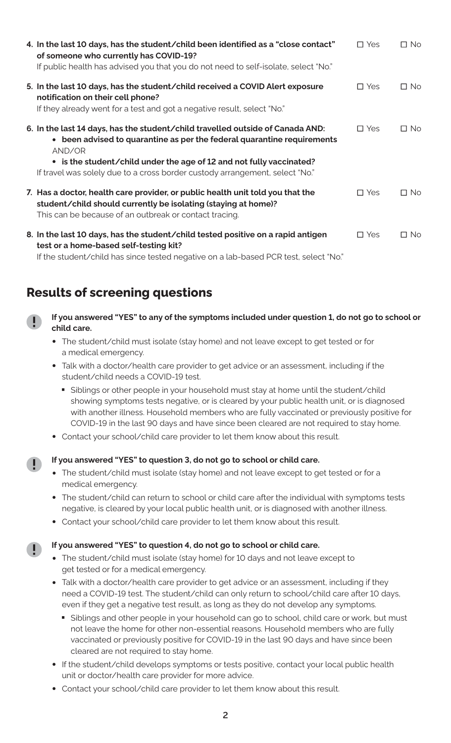**4. In the last 10 days, has the student/child been identified as a "close contact" of someone who currently has COVID-19?**
If public health has advised you that you do not need to self-isolate, select "No."

☐ Yes ☐ No

**5. In the last 10 days, has the student/child received a COVID Alert exposure notification on their cell phone?**
If they already went for a test and got a negative result, select "No."

☐ Yes ☐ No

**6. In the last 14 days, has the student/child travelled outside of Canada AND:**
- **been advised to quarantine as per the federal quarantine requirements**

AND/OR

- **is the student/child under the age of 12 and not fully vaccinated?**

If travel was solely due to a cross border custody arrangement, select "No."

☐ Yes ☐ No

**7. Has a doctor, health care provider, or public health unit told you that the student/child should currently be isolating (staying at home)?**
This can be because of an outbreak or contact tracing.

☐ Yes ☐ No

**8. In the last 10 days, has the student/child tested positive on a rapid antigen test or a home-based self-testing kit?**
If the student/child has since tested negative on a lab-based PCR test, select "No."

☐ Yes ☐ No

## Results of screening questions

**If you answered "YES" to any of the symptoms included under question 1, do not go to school or child care.**

- The student/child must isolate (stay home) and not leave except to get tested or for a medical emergency.
- Talk with a doctor/health care provider to get advice or an assessment, including if the student/child needs a COVID-19 test.
  - Siblings or other people in your household must stay at home until the student/child showing symptoms tests negative, or is cleared by your public health unit, or is diagnosed with another illness. Household members who are fully vaccinated or previously positive for COVID-19 in the last 90 days and have since been cleared are not required to stay home.
- Contact your school/child care provider to let them know about this result.

**If you answered "YES" to question 3, do not go to school or child care.**

- The student/child must isolate (stay home) and not leave except to get tested or for a medical emergency.
- The student/child can return to school or child care after the individual with symptoms tests negative, is cleared by your local public health unit, or is diagnosed with another illness.
- Contact your school/child care provider to let them know about this result.

**If you answered "YES" to question 4, do not go to school or child care.**

- The student/child must isolate (stay home) for 10 days and not leave except to get tested or for a medical emergency.
- Talk with a doctor/health care provider to get advice or an assessment, including if they need a COVID-19 test. The student/child can only return to school/child care after 10 days, even if they get a negative test result, as long as they do not develop any symptoms.
  - Siblings and other people in your household can go to school, child care or work, but must not leave the home for other non-essential reasons. Household members who are fully vaccinated or previously positive for COVID-19 in the last 90 days and have since been cleared are not required to stay home.
- If the student/child develops symptoms or tests positive, contact your local public health unit or doctor/health care provider for more advice.
- Contact your school/child care provider to let them know about this result.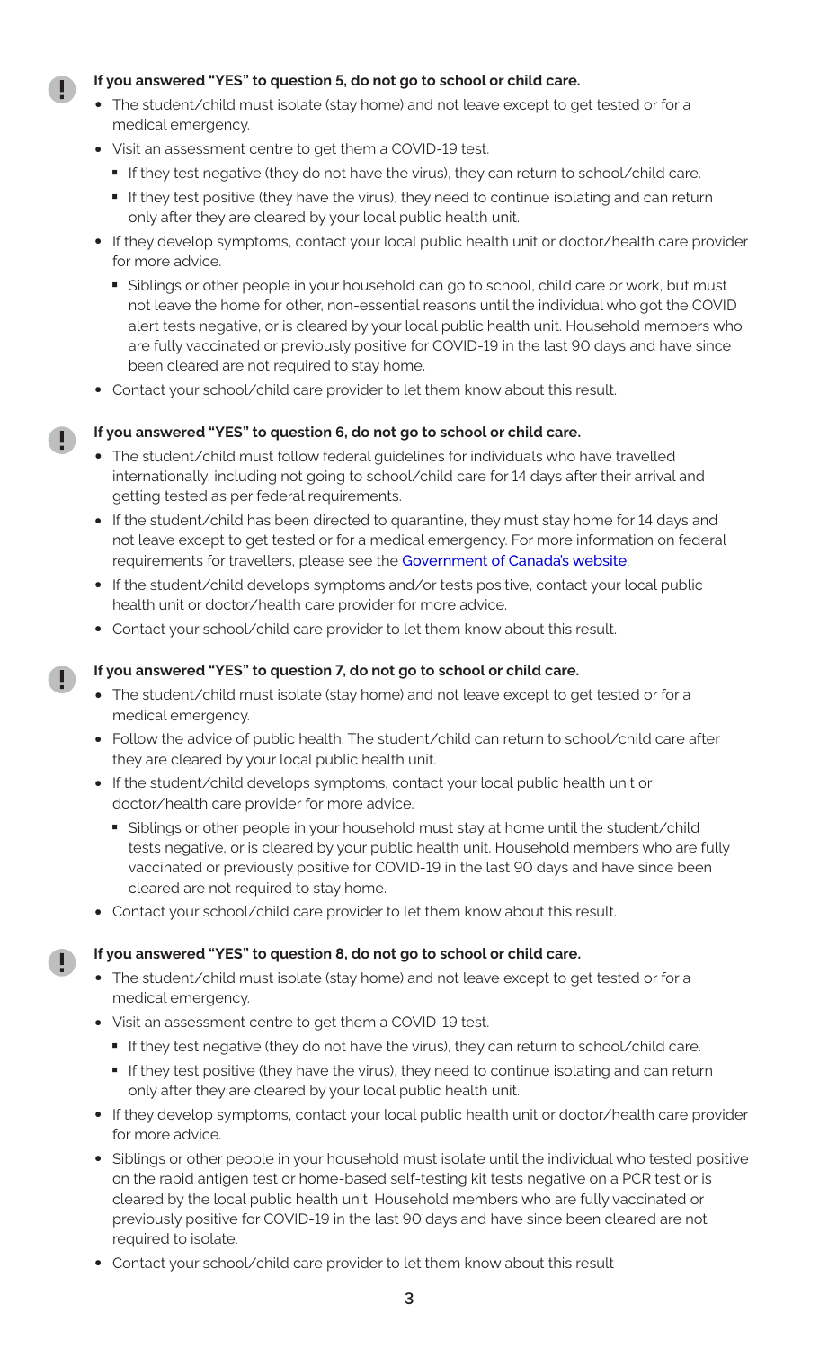**If you answered "YES" to question 5, do not go to school or child care.**

- The student/child must isolate (stay home) and not leave except to get tested or for a medical emergency.
- Visit an assessment centre to get them a COVID-19 test.
  - If they test negative (they do not have the virus), they can return to school/child care.
  - If they test positive (they have the virus), they need to continue isolating and can return only after they are cleared by your local public health unit.
- If they develop symptoms, contact your local public health unit or doctor/health care provider for more advice.
  - Siblings or other people in your household can go to school, child care or work, but must not leave the home for other, non-essential reasons until the individual who got the COVID alert tests negative, or is cleared by your local public health unit. Household members who are fully vaccinated or previously positive for COVID-19 in the last 90 days and have since been cleared are not required to stay home.
- Contact your school/child care provider to let them know about this result.

**If you answered "YES" to question 6, do not go to school or child care.**

- The student/child must follow federal guidelines for individuals who have travelled internationally, including not going to school/child care for 14 days after their arrival and getting tested as per federal requirements.
- If the student/child has been directed to quarantine, they must stay home for 14 days and not leave except to get tested or for a medical emergency. For more information on federal requirements for travellers, please see the Government of Canada's website.
- If the student/child develops symptoms and/or tests positive, contact your local public health unit or doctor/health care provider for more advice.
- Contact your school/child care provider to let them know about this result.

**If you answered "YES" to question 7, do not go to school or child care.**

- The student/child must isolate (stay home) and not leave except to get tested or for a medical emergency.
- Follow the advice of public health. The student/child can return to school/child care after they are cleared by your local public health unit.
- If the student/child develops symptoms, contact your local public health unit or doctor/health care provider for more advice.
  - Siblings or other people in your household must stay at home until the student/child tests negative, or is cleared by your public health unit. Household members who are fully vaccinated or previously positive for COVID-19 in the last 90 days and have since been cleared are not required to stay home.
- Contact your school/child care provider to let them know about this result.

**If you answered "YES" to question 8, do not go to school or child care.**

- The student/child must isolate (stay home) and not leave except to get tested or for a medical emergency.
- Visit an assessment centre to get them a COVID-19 test.
  - If they test negative (they do not have the virus), they can return to school/child care.
  - If they test positive (they have the virus), they need to continue isolating and can return only after they are cleared by your local public health unit.
- If they develop symptoms, contact your local public health unit or doctor/health care provider for more advice.
- Siblings or other people in your household must isolate until the individual who tested positive on the rapid antigen test or home-based self-testing kit tests negative on a PCR test or is cleared by the local public health unit. Household members who are fully vaccinated or previously positive for COVID-19 in the last 90 days and have since been cleared are not required to isolate.
- Contact your school/child care provider to let them know about this result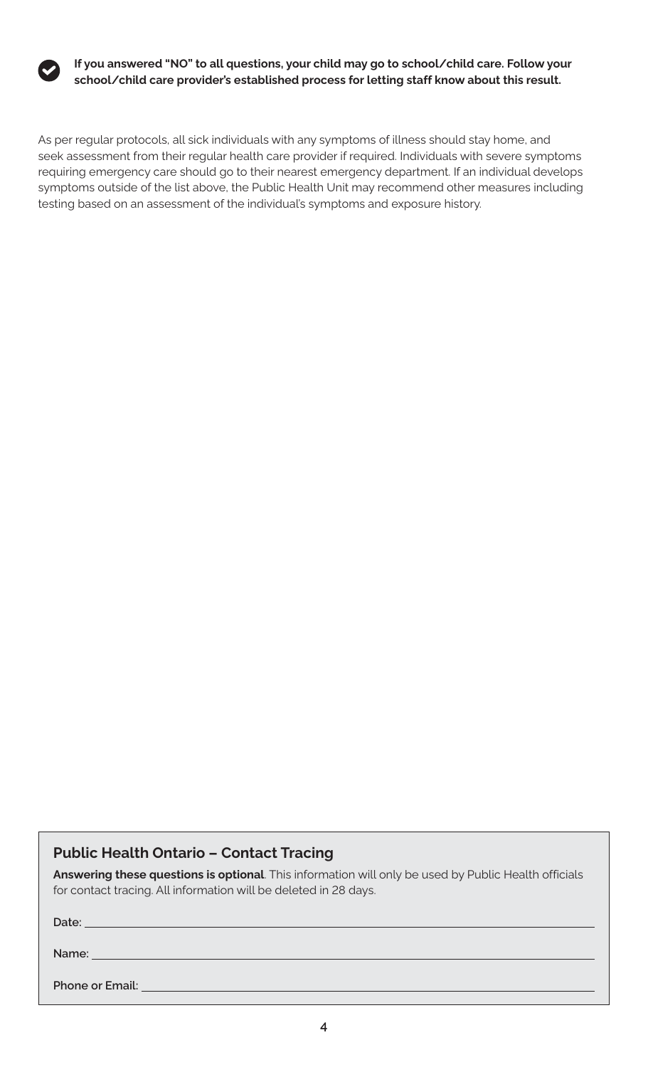**If you answered "NO" to all questions, your child may go to school/child care. Follow your school/child care provider's established process for letting staff know about this result.**

As per regular protocols, all sick individuals with any symptoms of illness should stay home, and seek assessment from their regular health care provider if required. Individuals with severe symptoms requiring emergency care should go to their nearest emergency department. If an individual develops symptoms outside of the list above, the Public Health Unit may recommend other measures including testing based on an assessment of the individual's symptoms and exposure history.

### Public Health Ontario – Contact Tracing

**Answering these questions is optional**. This information will only be used by Public Health officials for contact tracing. All information will be deleted in 28 days.

**Date:** ______________________________

**Name:** ______________________________

**Phone or Email:** ______________________________